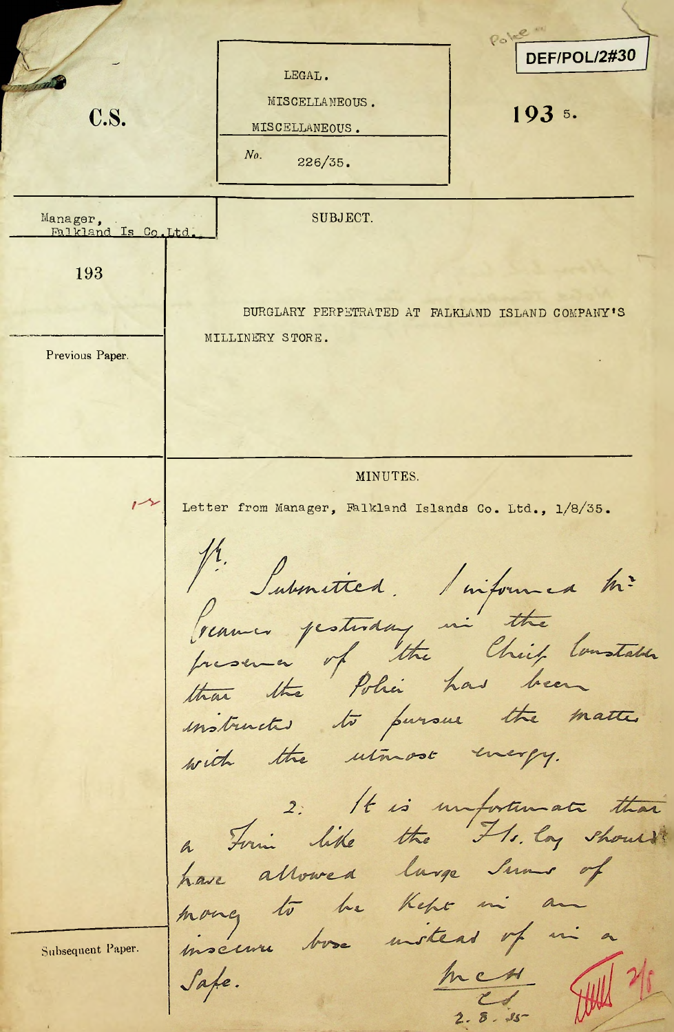DEF/POL/2#30

C.S.

LEGAL.
MISCELLANEOUS.
MISCELLANEOUS.

No. 226/35.

1935.

Manager,
Falkland Is Co.Ltd.

193

Previous Paper.

SUBJECT.

BURGLARY PERPETRATED AT FALKLAND ISLAND COMPANY'S MILLINERY STORE.

MINUTES.

Letter from Manager, Falkland Islands Co. Ltd., 1/8/35.

P. Submitted. I informed Mr Creamer yesterday in the presence of the Chief Constable that the Police has been instructed to pursue the matter with the utmost energy.

2. It is unfortunate that a Firm like the Fls. Coy should have allowed large Sums of money to be kept in an insecure box instead of in a Safe.

MCH
CS
2.8.35

2/8

Subsequent Paper.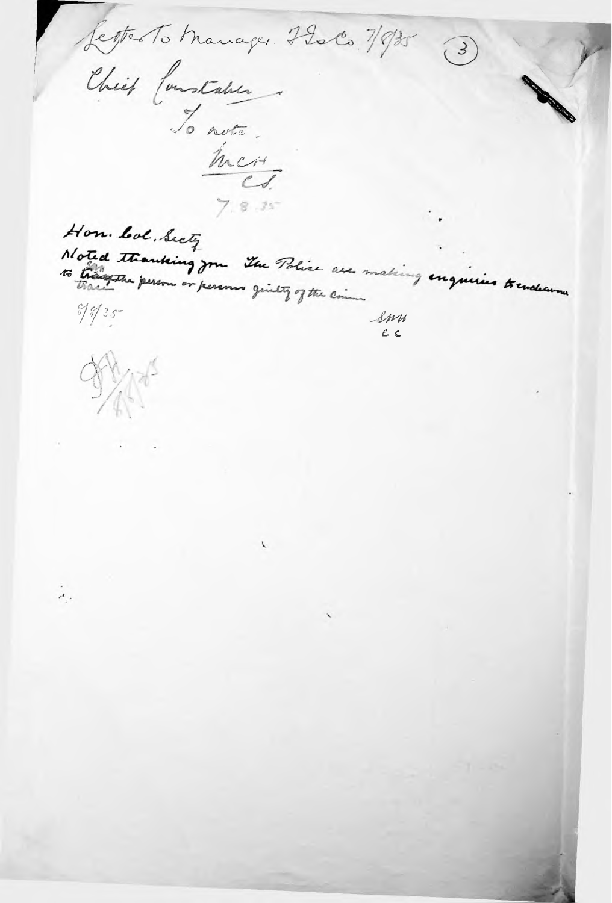Letter to Manager. F.I.S.Co. 7/8/35 (3)

Chief Constable.

To note.

McH
C.S.

7.8.35

Hon. Col. Secty.

Noted thanking you. The Police are making enquiries to endeavour to trace the person or persons guilty of the crime.

8/8/35

SHH
CC

JH
8/8/35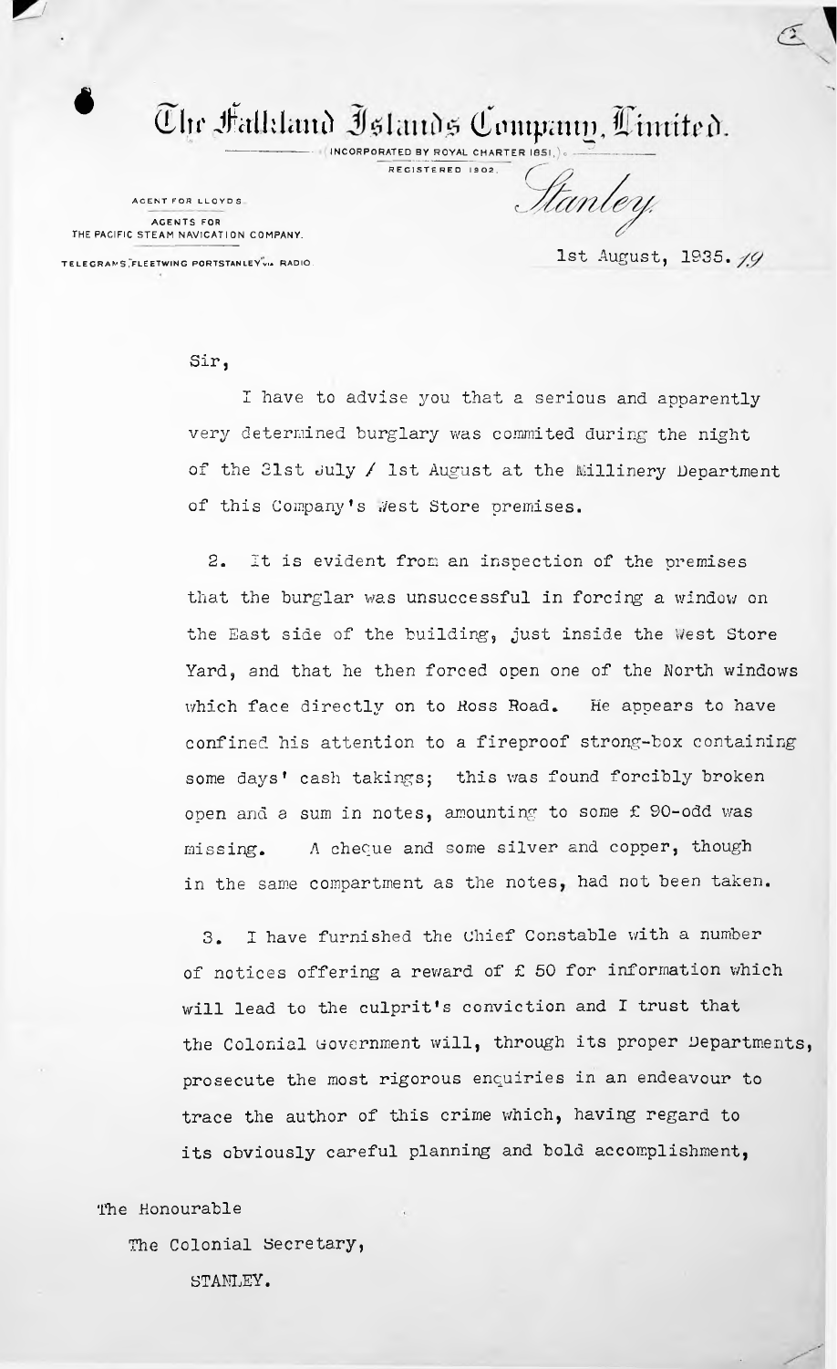# The Falkland Islands Company, Limited.

(INCORPORATED BY ROYAL CHARTER 1851.)
REGISTERED 1902.

AGENT FOR LLOYDS.
AGENTS FOR
THE PACIFIC STEAM NAVIGATION COMPANY.

TELEGRAMS "FLEETWING PORTSTANLEY" VIA RADIO.

*Stanley.*

1st August, 1935. *19*

Sir,

I have to advise you that a serious and apparently very determined burglary was commited during the night of the 31st July / 1st August at the Millinery Department of this Company's West Store premises.

2. It is evident from an inspection of the premises that the burglar was unsuccessful in forcing a window on the East side of the building, just inside the West Store Yard, and that he then forced open one of the North windows which face directly on to Ross Road. He appears to have confined his attention to a fireproof strong-box containing some days' cash takings; this was found forcibly broken open and a sum in notes, amounting to some £ 90-odd was missing. A cheque and some silver and copper, though in the same compartment as the notes, had not been taken.

3. I have furnished the Chief Constable with a number of notices offering a reward of £ 50 for information which will lead to the culprit's conviction and I trust that the Colonial Government will, through its proper Departments, prosecute the most rigorous enquiries in an endeavour to trace the author of this crime which, having regard to its obviously careful planning and bold accomplishment,

The Honourable
The Colonial Secretary,
STANLEY.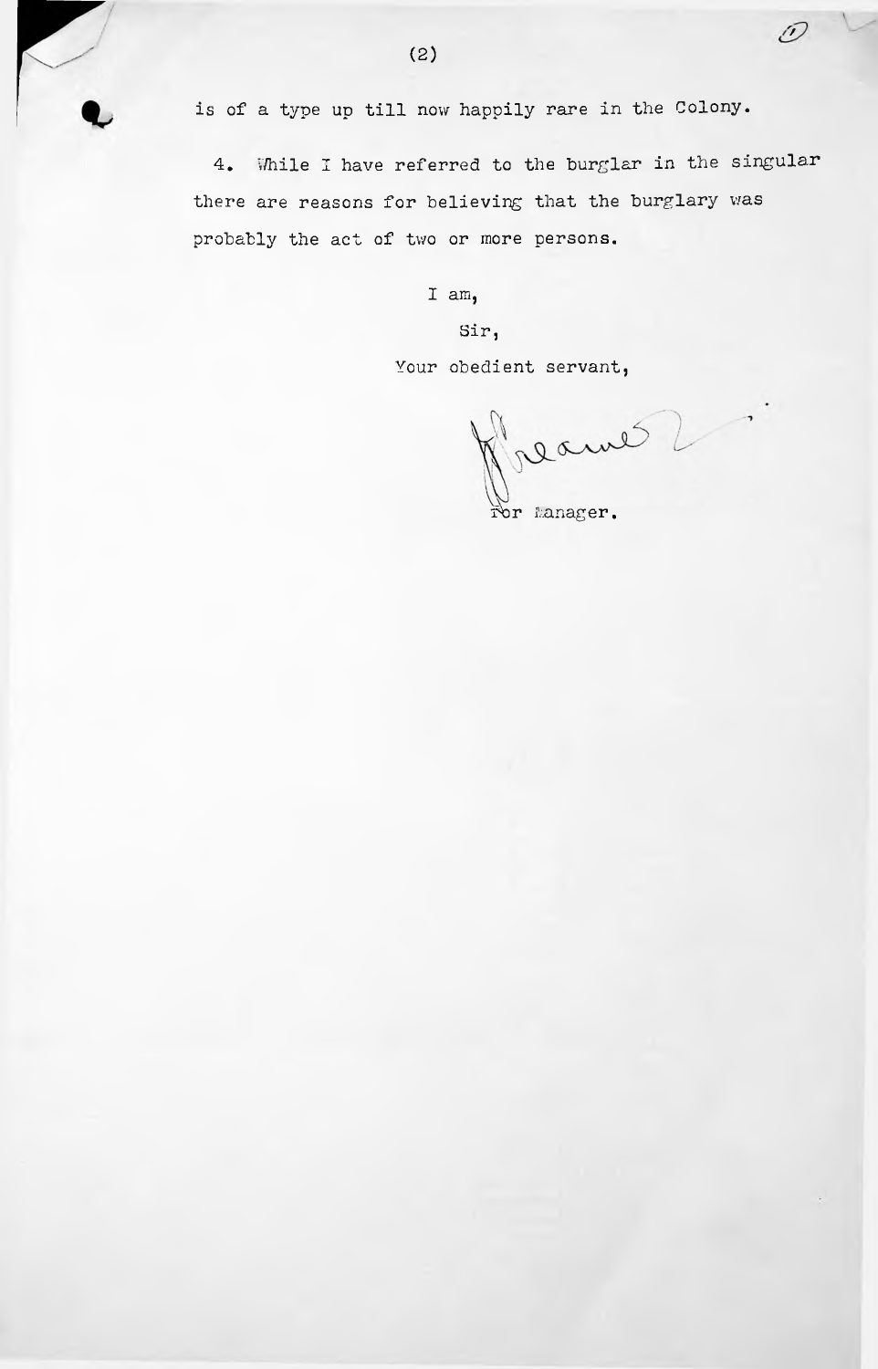is of a type up till now happily rare in the Colony.

4. While I have referred to the burglar in the singular there are reasons for believing that the burglary was probably the act of two or more persons.

I am,

Sir,

Your obedient servant,

For Manager.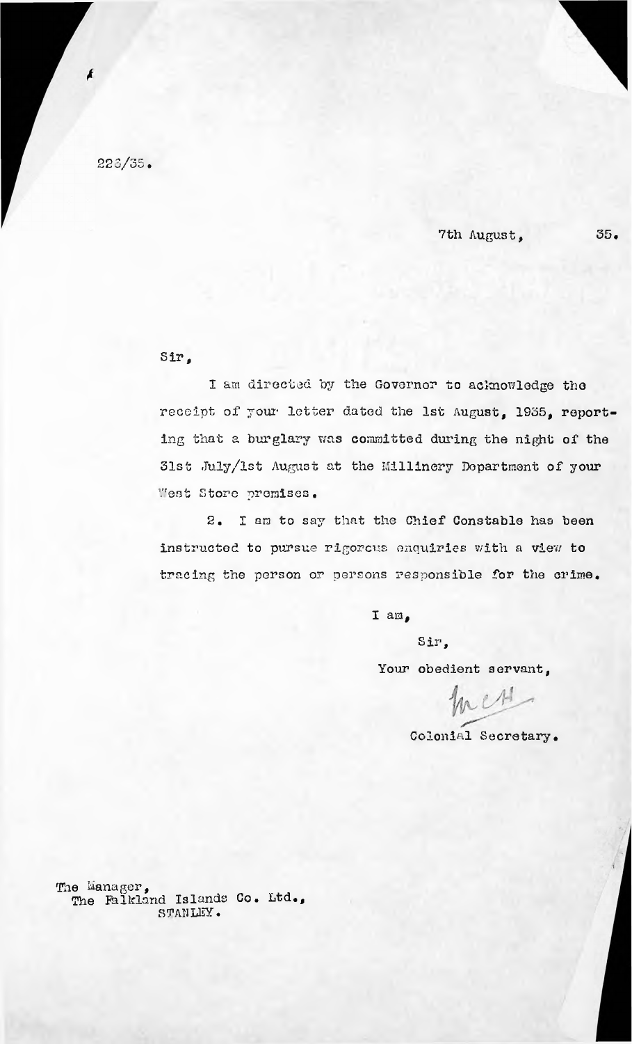223/35.

7th August, 35.

Sir,

I am directed by the Governor to acknowledge the receipt of your letter dated the 1st August, 1935, reporting that a burglary was committed during the night of the 31st July/1st August at the Millinery Department of your West Store premises.

2. I am to say that the Chief Constable has been instructed to pursue rigorous enquiries with a view to tracing the person or persons responsible for the crime.

I am,

Sir,

Your obedient servant,

MCH

Colonial Secretary.

The Manager,
The Falkland Islands Co. Ltd.,
STANLEY.